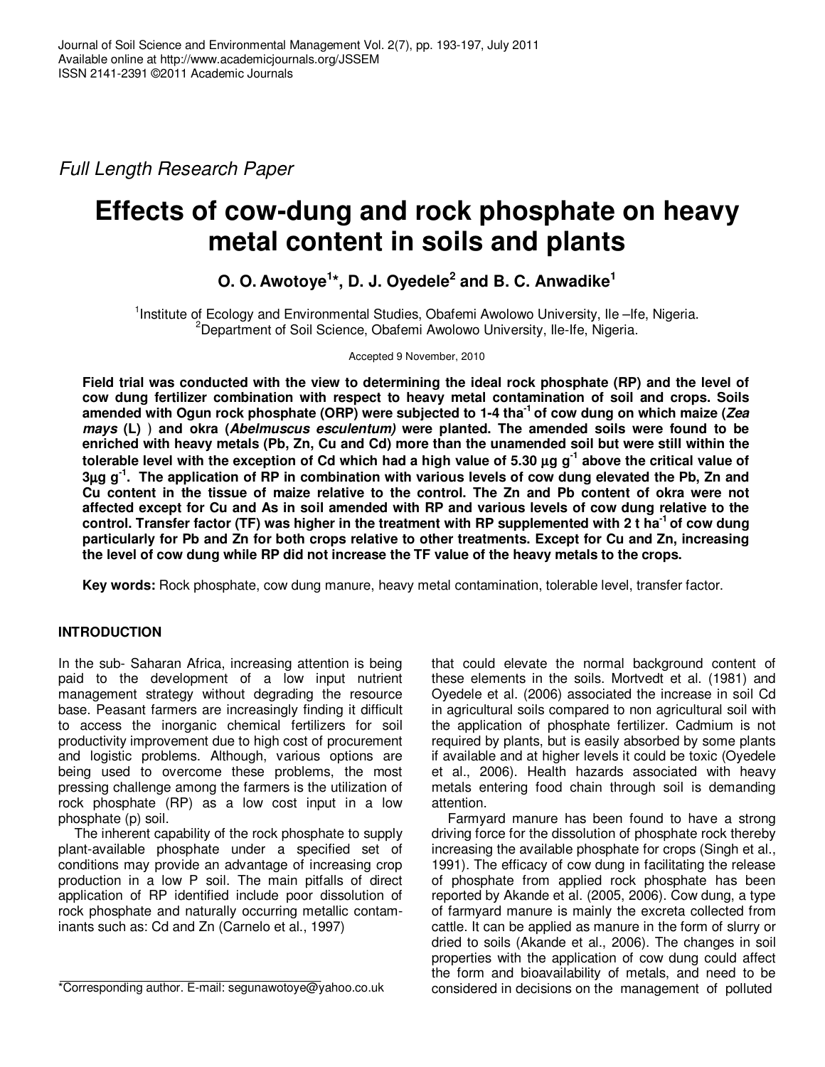Full Length Research Paper

# Effects of cow-dung and rock phosphate on heavy metal content in soils and plants

**O. O. Awotoye[1]*, D. J. Oyedele[2] and B. C. Anwadike[1]**

[1]Institute of Ecology and Environmental Studies, Obafemi Awolowo University, Ile –Ife, Nigeria.
[2]Department of Soil Science, Obafemi Awolowo University, Ile-Ife, Nigeria.

Accepted 9 November, 2010

**Field trial was conducted with the view to determining the ideal rock phosphate (RP) and the level of cow dung fertilizer combination with respect to heavy metal contamination of soil and crops. Soils amended with Ogun rock phosphate (ORP) were subjected to 1-4 tha$^{-1}$ of cow dung on which maize (*Zea mays* (L) ) and okra (*Abelmuscus esculentum)* were planted. The amended soils were found to be enriched with heavy metals (Pb, Zn, Cu and Cd) more than the unamended soil but were still within the tolerable level with the exception of Cd which had a high value of 5.30 µg g$^{-1}$ above the critical value of 3µg g$^{-1}$. The application of RP in combination with various levels of cow dung elevated the Pb, Zn and Cu content in the tissue of maize relative to the control. The Zn and Pb content of okra were not affected except for Cu and As in soil amended with RP and various levels of cow dung relative to the control. Transfer factor (TF) was higher in the treatment with RP supplemented with 2 t ha$^{-1}$ of cow dung particularly for Pb and Zn for both crops relative to other treatments. Except for Cu and Zn, increasing the level of cow dung while RP did not increase the TF value of the heavy metals to the crops.**

**Key words:** Rock phosphate, cow dung manure, heavy metal contamination, tolerable level, transfer factor.

## INTRODUCTION

In the sub- Saharan Africa, increasing attention is being paid to the development of a low input nutrient management strategy without degrading the resource base. Peasant farmers are increasingly finding it difficult to access the inorganic chemical fertilizers for soil productivity improvement due to high cost of procurement and logistic problems. Although, various options are being used to overcome these problems, the most pressing challenge among the farmers is the utilization of rock phosphate (RP) as a low cost input in a low phosphate (p) soil.

The inherent capability of the rock phosphate to supply plant-available phosphate under a specified set of conditions may provide an advantage of increasing crop production in a low P soil. The main pitfalls of direct application of RP identified include poor dissolution of rock phosphate and naturally occurring metallic contaminants such as: Cd and Zn (Carnelo et al., 1997) that could elevate the normal background content of these elements in the soils. Mortvedt et al. (1981) and Oyedele et al. (2006) associated the increase in soil Cd in agricultural soils compared to non agricultural soil with the application of phosphate fertilizer. Cadmium is not required by plants, but is easily absorbed by some plants if available and at higher levels it could be toxic (Oyedele et al., 2006). Health hazards associated with heavy metals entering food chain through soil is demanding attention.

Farmyard manure has been found to have a strong driving force for the dissolution of phosphate rock thereby increasing the available phosphate for crops (Singh et al., 1991). The efficacy of cow dung in facilitating the release of phosphate from applied rock phosphate has been reported by Akande et al. (2005, 2006). Cow dung, a type of farmyard manure is mainly the excreta collected from cattle. It can be applied as manure in the form of slurry or dried to soils (Akande et al., 2006). The changes in soil properties with the application of cow dung could affect the form and bioavailability of metals, and need to be considered in decisions on the management of polluted

*Corresponding author. E-mail: segunawotoye@yahoo.co.uk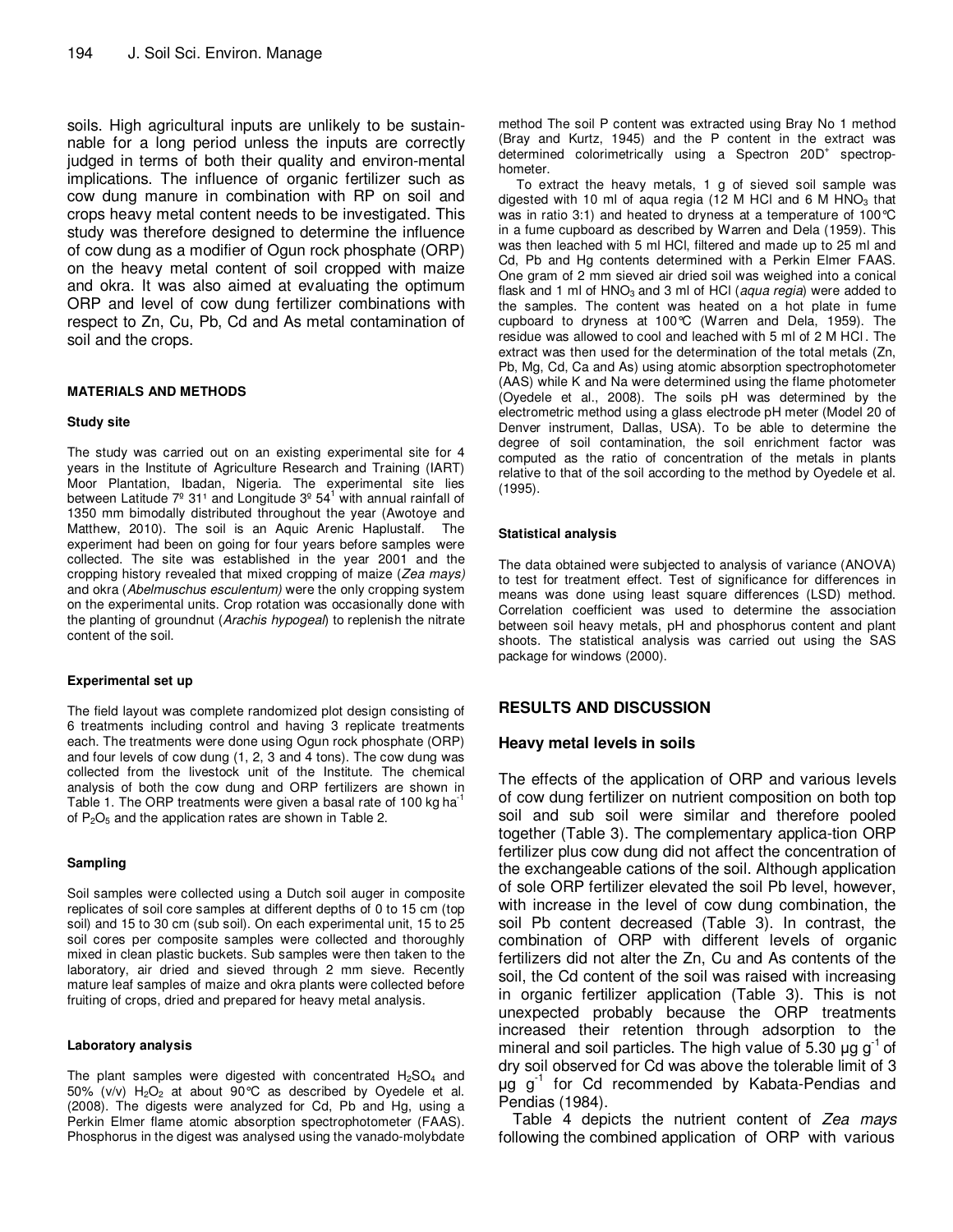soils. High agricultural inputs are unlikely to be sustainnable for a long period unless the inputs are correctly judged in terms of both their quality and environ-mental implications. The influence of organic fertilizer such as cow dung manure in combination with RP on soil and crops heavy metal content needs to be investigated. This study was therefore designed to determine the influence of cow dung as a modifier of Ogun rock phosphate (ORP) on the heavy metal content of soil cropped with maize and okra. It was also aimed at evaluating the optimum ORP and level of cow dung fertilizer combinations with respect to Zn, Cu, Pb, Cd and As metal contamination of soil and the crops.

## MATERIALS AND METHODS

### Study site

The study was carried out on an existing experimental site for 4 years in the Institute of Agriculture Research and Training (IART) Moor Plantation, Ibadan, Nigeria. The experimental site lies between Latitude 7º 31' and Longitude 3º 54' with annual rainfall of 1350 mm bimodally distributed throughout the year (Awotoye and Matthew, 2010). The soil is an Aquic Arenic Haplustalf. The experiment had been on going for four years before samples were collected. The site was established in the year 2001 and the cropping history revealed that mixed cropping of maize (*Zea mays)* and okra (*Abelmuschus esculentum)* were the only cropping system on the experimental units. Crop rotation was occasionally done with the planting of groundnut (*Arachis hypogeal*) to replenish the nitrate content of the soil.

### Experimental set up

The field layout was complete randomized plot design consisting of 6 treatments including control and having 3 replicate treatments each. The treatments were done using Ogun rock phosphate (ORP) and four levels of cow dung (1, 2, 3 and 4 tons). The cow dung was collected from the livestock unit of the Institute. The chemical analysis of both the cow dung and ORP fertilizers are shown in Table 1. The ORP treatments were given a basal rate of 100 kg $ha^{-1}$ of $P_2O_5$ and the application rates are shown in Table 2.

### Sampling

Soil samples were collected using a Dutch soil auger in composite replicates of soil core samples at different depths of 0 to 15 cm (top soil) and 15 to 30 cm (sub soil). On each experimental unit, 15 to 25 soil cores per composite samples were collected and thoroughly mixed in clean plastic buckets. Sub samples were then taken to the laboratory, air dried and sieved through 2 mm sieve. Recently mature leaf samples of maize and okra plants were collected before fruiting of crops, dried and prepared for heavy metal analysis.

### Laboratory analysis

The plant samples were digested with concentrated $H_2SO_4$ and 50% (v/v) $H_2O_2$ at about 90°C as described by Oyedele et al. (2008). The digests were analyzed for Cd, Pb and Hg, using a Perkin Elmer flame atomic absorption spectrophotometer (FAAS). Phosphorus in the digest was analysed using the vanado-molybdate method The soil P content was extracted using Bray No 1 method (Bray and Kurtz, 1945) and the P content in the extract was determined colorimetrically using a Spectron 20D+ spectrophometer.

To extract the heavy metals, 1 g of sieved soil sample was digested with 10 ml of aqua regia (12 M HCl and 6 M $HNO_3$ that was in ratio 3:1) and heated to dryness at a temperature of 100°C in a fume cupboard as described by Warren and Dela (1959). This was then leached with 5 ml HCl, filtered and made up to 25 ml and Cd, Pb and Hg contents determined with a Perkin Elmer FAAS. One gram of 2 mm sieved air dried soil was weighed into a conical flask and 1 ml of $HNO_3$ and 3 ml of HCl (*aqua regia*) were added to the samples. The content was heated on a hot plate in fume cupboard to dryness at 100°C (Warren and Dela, 1959). The residue was allowed to cool and leached with 5 ml of 2 M HCl. The extract was then used for the determination of the total metals (Zn, Pb, Mg, Cd, Ca and As) using atomic absorption spectrophotometer (AAS) while K and Na were determined using the flame photometer (Oyedele et al., 2008). The soils pH was determined by the electrometric method using a glass electrode pH meter (Model 20 of Denver instrument, Dallas, USA). To be able to determine the degree of soil contamination, the soil enrichment factor was computed as the ratio of concentration of the metals in plants relative to that of the soil according to the method by Oyedele et al. (1995).

### Statistical analysis

The data obtained were subjected to analysis of variance (ANOVA) to test for treatment effect. Test of significance for differences in means was done using least square differences (LSD) method. Correlation coefficient was used to determine the association between soil heavy metals, pH and phosphorus content and plant shoots. The statistical analysis was carried out using the SAS package for windows (2000).

## RESULTS AND DISCUSSION

### Heavy metal levels in soils

The effects of the application of ORP and various levels of cow dung fertilizer on nutrient composition on both top soil and sub soil were similar and therefore pooled together (Table 3). The complementary applica-tion ORP fertilizer plus cow dung did not affect the concentration of the exchangeable cations of the soil. Although application of sole ORP fertilizer elevated the soil Pb level, however, with increase in the level of cow dung combination, the soil Pb content decreased (Table 3). In contrast, the combination of ORP with different levels of organic fertilizers did not alter the Zn, Cu and As contents of the soil, the Cd content of the soil was raised with increasing in organic fertilizer application (Table 3). This is not unexpected probably because the ORP treatments increased their retention through adsorption to the mineral and soil particles. The high value of 5.30 µg $g^{-1}$ of dry soil observed for Cd was above the tolerable limit of 3 µg $g^{-1}$ for Cd recommended by Kabata-Pendias and Pendias (1984).

Table 4 depicts the nutrient content of *Zea mays* following the combined application of ORP with various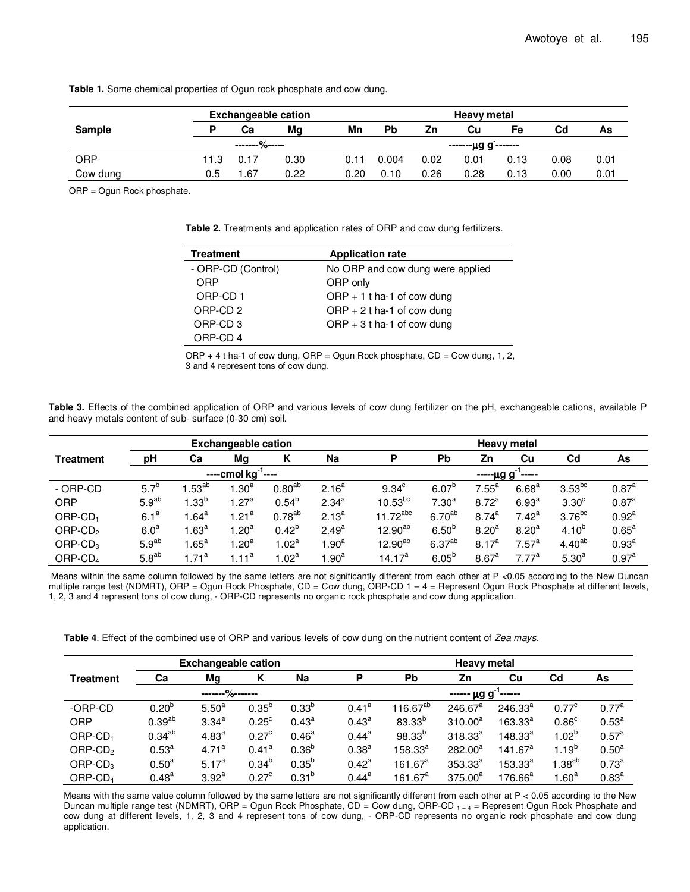**Table 1.** Some chemical properties of Ogun rock phosphate and cow dung.

| Sample | Exchangeable cation | | | Heavy metal | | | | | | |
|---|---|---|---|---|---|---|---|---|---|---|
| | P | Ca | Mg | Mn | Pb | Zn | Cu | Fe | Cd | As |
| | -------%----- | | | -------μg g⁻-------  | | | | | | |
| ORP | 11.3 | 0.17 | 0.30 | 0.11 | 0.004 | 0.02 | 0.01 | 0.13 | 0.08 | 0.01 |
| Cow dung | 0.5 | 1.67 | 0.22 | 0.20 | 0.10 | 0.26 | 0.28 | 0.13 | 0.00 | 0.01 |

ORP = Ogun Rock phosphate.

**Table 2.** Treatments and application rates of ORP and cow dung fertilizers.

| Treatment | Application rate |
|---|---|
| - ORP-CD (Control) | No ORP and cow dung were applied |
| ORP | ORP only |
| ORP-CD 1 | ORP + 1 t ha-1 of cow dung |
| ORP-CD 2 | ORP + 2 t ha-1 of cow dung |
| ORP-CD 3 | ORP + 3 t ha-1 of cow dung |
| ORP-CD 4 | |

ORP + 4 t ha-1 of cow dung, ORP = Ogun Rock phosphate, CD = Cow dung, 1, 2, 3 and 4 represent tons of cow dung.

**Table 3.** Effects of the combined application of ORP and various levels of cow dung fertilizer on the pH, exchangeable cations, available P and heavy metals content of sub- surface (0-30 cm) soil.

| Treatment | Exchangeable cation | | | | | Heavy metal | | | | | |
|---|---|---|---|---|---|---|---|---|---|---|---|
| | pH | Ca | Mg | K | Na | P | Pb | Zn | Cu | Cd | As |
| | ----cmol $kg^{-1}$---- | | | | | -----μg $g^{-1}$----- | | | | | |
| - ORP-CD | $5.7^{b}$ | $1.53^{ab}$ | $1.30^{a}$ | $0.80^{ab}$ | $2.16^{a}$ | $9.34^{c}$ | $6.07^{b}$ | $7.55^{a}$ | $6.68^{a}$ | $3.53^{bc}$ | $0.87^{a}$ |
| ORP | $5.9^{ab}$ | $1.33^{b}$ | $1.27^{a}$ | $0.54^{b}$ | $2.34^{a}$ | $10.53^{bc}$ | $7.30^{a}$ | $8.72^{a}$ | $6.93^{a}$ | $3.30^{c}$ | $0.87^{a}$ |
| $ORP\text{-}CD_1$ | $6.1^{a}$ | $1.64^{a}$ | $1.21^{a}$ | $0.78^{ab}$ | $2.13^{a}$ | $11.72^{abc}$ | $6.70^{ab}$ | $8.74^{a}$ | $7.42^{a}$ | $3.76^{bc}$ | $0.92^{a}$ |
| $ORP\text{-}CD_2$ | $6.0^{a}$ | $1.63^{a}$ | $1.20^{a}$ | $0.42^{b}$ | $2.49^{a}$ | $12.90^{ab}$ | $6.50^{b}$ | $8.20^{a}$ | $8.20^{a}$ | $4.10^{b}$ | $0.65^{a}$ |
| $ORP\text{-}CD_3$ | $5.9^{ab}$ | $1.65^{a}$ | $1.20^{a}$ | $1.02^{a}$ | $1.90^{a}$ | $12.90^{ab}$ | $6.37^{ab}$ | $8.17^{a}$ | $7.57^{a}$ | $4.40^{ab}$ | $0.93^{a}$ |
| $ORP\text{-}CD_4$ | $5.8^{ab}$ | $1.71^{a}$ | $1.11^{a}$ | $1.02^{a}$ | $1.90^{a}$ | $14.17^{a}$ | $6.05^{b}$ | $8.67^{a}$ | $7.77^{a}$ | $5.30^{a}$ | $0.97^{a}$ |

Means within the same column followed by the same letters are not significantly different from each other at P <0.05 according to the New Duncan multiple range test (NDMRT), ORP = Ogun Rock Phosphate, CD = Cow dung, ORP-CD 1 – 4 = Represent Ogun Rock Phosphate at different levels, 1, 2, 3 and 4 represent tons of cow dung, - ORP-CD represents no organic rock phosphate and cow dung application.

**Table 4**. Effect of the combined use of ORP and various levels of cow dung on the nutrient content of *Zea mays*.

| Treatment | Exchangeable cation | | | | Heavy metal | | | | | |
|---|---|---|---|---|---|---|---|---|---|---|
| | Ca | Mg | K | Na | P | Pb | Zn | Cu | Cd | As |
| | -------%------- | | | | ------ μg $g^{-1}$------ | | | | | |
| -ORP-CD | $0.20^{b}$ | $5.50^{a}$ | $0.35^{b}$ | $0.33^{b}$ | $0.41^{a}$ | $116.67^{ab}$ | $246.67^{a}$ | $246.33^{a}$ | $0.77^{c}$ | $0.77^{a}$ |
| ORP | $0.39^{ab}$ | $3.34^{a}$ | $0.25^{c}$ | $0.43^{a}$ | $0.43^{a}$ | $83.33^{b}$ | $310.00^{a}$ | $163.33^{a}$ | $0.86^{c}$ | $0.53^{a}$ |
| $ORP\text{-}CD_1$ | $0.34^{ab}$ | $4.83^{a}$ | $0.27^{c}$ | $0.46^{a}$ | $0.44^{a}$ | $98.33^{b}$ | $318.33^{a}$ | $148.33^{a}$ | $1.02^{b}$ | $0.57^{a}$ |
| $ORP\text{-}CD_2$ | $0.53^{a}$ | $4.71^{a}$ | $0.41^{a}$ | $0.36^{b}$ | $0.38^{a}$ | $158.33^{a}$ | $282.00^{a}$ | $141.67^{a}$ | $1.19^{b}$ | $0.50^{a}$ |
| $ORP\text{-}CD_3$ | $0.50^{a}$ | $5.17^{a}$ | $0.34^{b}$ | $0.35^{b}$ | $0.42^{a}$ | $161.67^{a}$ | $353.33^{a}$ | $153.33^{a}$ | $1.38^{ab}$ | $0.73^{a}$ |
| $ORP\text{-}CD_4$ | $0.48^{a}$ | $3.92^{a}$ | $0.27^{c}$ | $0.31^{b}$ | $0.44^{a}$ | $161.67^{a}$ | $375.00^{a}$ | $176.66^{a}$ | $1.60^{a}$ | $0.83^{a}$ |

Means with the same value column followed by the same letters are not significantly different from each other at P < 0.05 according to the New Duncan multiple range test (NDMRT), ORP = Ogun Rock Phosphate, CD = Cow dung, ORP-CD $_{1-4}$ = Represent Ogun Rock Phosphate and cow dung at different levels, 1, 2, 3 and 4 represent tons of cow dung, - ORP-CD represents no organic rock phosphate and cow dung application.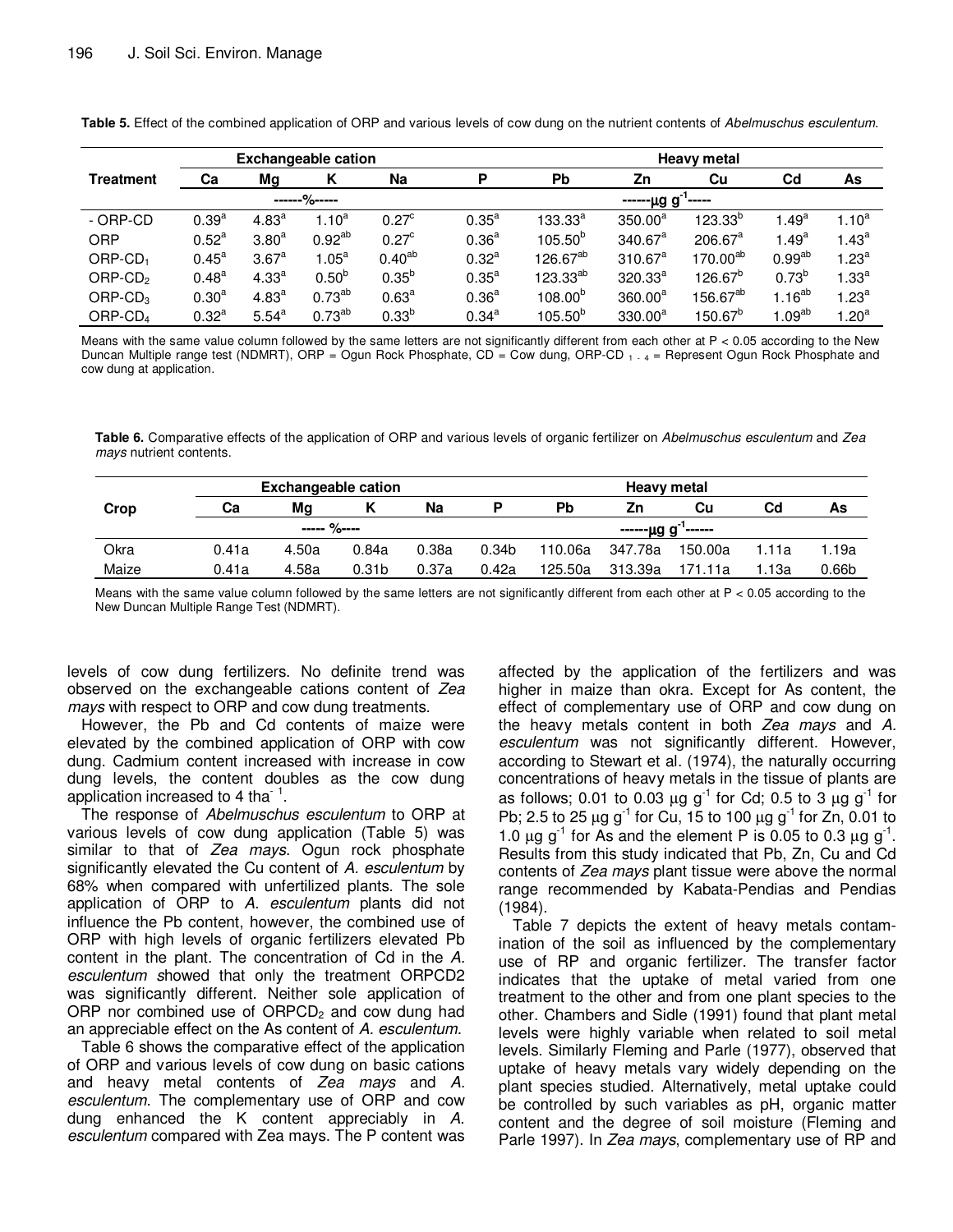**Table 5.** Effect of the combined application of ORP and various levels of cow dung on the nutrient contents of *Abelmuschus esculentum*.

| Treatment | Exchangeable cation | | | | Heavy metal | | | | | |
|---|---|---|---|---|---|---|---|---|---|---|
| | Ca | Mg | K | Na | P | Pb | Zn | Cu | Cd | As |
| | ------%----- | | | | ------μg $g^{-1}$----- | | | | | |
| - ORP-CD | $0.39^{a}$ | $4.83^{a}$ | $1.10^{a}$ | $0.27^{c}$ | $0.35^{a}$ | $133.33^{a}$ | $350.00^{a}$ | $123.33^{b}$ | $1.49^{a}$ | $1.10^{a}$ |
| ORP | $0.52^{a}$ | $3.80^{a}$ | $0.92^{ab}$ | $0.27^{c}$ | $0.36^{a}$ | $105.50^{b}$ | $340.67^{a}$ | $206.67^{a}$ | $1.49^{a}$ | $1.43^{a}$ |
| ORP-$CD_1$ | $0.45^{a}$ | $3.67^{a}$ | $1.05^{a}$ | $0.40^{ab}$ | $0.32^{a}$ | $126.67^{ab}$ | $310.67^{a}$ | $170.00^{ab}$ | $0.99^{ab}$ | $1.23^{a}$ |
| ORP-$CD_2$ | $0.48^{a}$ | $4.33^{a}$ | $0.50^{b}$ | $0.35^{b}$ | $0.35^{a}$ | $123.33^{ab}$ | $320.33^{a}$ | $126.67^{b}$ | $0.73^{b}$ | $1.33^{a}$ |
| ORP-$CD_3$ | $0.30^{a}$ | $4.83^{a}$ | $0.73^{ab}$ | $0.63^{a}$ | $0.36^{a}$ | $108.00^{b}$ | $360.00^{a}$ | $156.67^{ab}$ | $1.16^{ab}$ | $1.23^{a}$ |
| ORP-$CD_4$ | $0.32^{a}$ | $5.54^{a}$ | $0.73^{ab}$ | $0.33^{b}$ | $0.34^{a}$ | $105.50^{b}$ | $330.00^{a}$ | $150.67^{b}$ | $1.09^{ab}$ | $1.20^{a}$ |

Means with the same value column followed by the same letters are not significantly different from each other at $P < 0.05$ according to the New Duncan Multiple range test (NDMRT), ORP = Ogun Rock Phosphate, CD = Cow dung, ORP-CD $_{1-4}$ = Represent Ogun Rock Phosphate and cow dung at application.

**Table 6.** Comparative effects of the application of ORP and various levels of organic fertilizer on *Abelmuschus esculentum* and *Zea mays* nutrient contents.

| Crop | Exchangeable cation | | | | Heavy metal | | | | | |
|---|---|---|---|---|---|---|---|---|---|---|
| | Ca | Mg | K | Na | P | Pb | Zn | Cu | Cd | As |
| | ----- %---- | | | | ------μg $g^{-1}$------ | | | | | |
| Okra | 0.41a | 4.50a | 0.84a | 0.38a | 0.34b | 110.06a | 347.78a | 150.00a | 1.11a | 1.19a |
| Maize | 0.41a | 4.58a | 0.31b | 0.37a | 0.42a | 125.50a | 313.39a | 171.11a | 1.13a | 0.66b |

Means with the same value column followed by the same letters are not significantly different from each other at $P < 0.05$ according to the New Duncan Multiple Range Test (NDMRT).

levels of cow dung fertilizers. No definite trend was observed on the exchangeable cations content of *Zea mays* with respect to ORP and cow dung treatments.

However, the Pb and Cd contents of maize were elevated by the combined application of ORP with cow dung. Cadmium content increased with increase in cow dung levels, the content doubles as the cow dung application increased to 4 $tha^{-1}$.

The response of *Abelmuschus esculentum* to ORP at various levels of cow dung application (Table 5) was similar to that of *Zea mays*. Ogun rock phosphate significantly elevated the Cu content of *A. esculentum* by 68% when compared with unfertilized plants. The sole application of ORP to *A. esculentum* plants did not influence the Pb content, however, the combined use of ORP with high levels of organic fertilizers elevated Pb content in the plant. The concentration of Cd in the *A. esculentum* showed that only the treatment ORPCD2 was significantly different. Neither sole application of ORP nor combined use of $ORPCD_2$ and cow dung had an appreciable effect on the As content of *A. esculentum*.

Table 6 shows the comparative effect of the application of ORP and various levels of cow dung on basic cations and heavy metal contents of *Zea mays* and *A. esculentum*. The complementary use of ORP and cow dung enhanced the K content appreciably in *A. esculentum* compared with Zea mays. The P content was affected by the application of the fertilizers and was higher in maize than okra. Except for As content, the effect of complementary use of ORP and cow dung on the heavy metals content in both *Zea mays* and *A. esculentum* was not significantly different. However, according to Stewart et al. (1974), the naturally occurring concentrations of heavy metals in the tissue of plants are as follows; 0.01 to 0.03 μg $g^{-1}$ for Cd; 0.5 to 3 μg $g^{-1}$ for Pb; 2.5 to 25 μg $g^{-1}$ for Cu, 15 to 100 μg $g^{-1}$ for Zn, 0.01 to 1.0 μg $g^{-1}$ for As and the element P is 0.05 to 0.3 μg $g^{-1}$. Results from this study indicated that Pb, Zn, Cu and Cd contents of *Zea mays* plant tissue were above the normal range recommended by Kabata-Pendias and Pendias (1984).

Table 7 depicts the extent of heavy metals contamination of the soil as influenced by the complementary use of RP and organic fertilizer. The transfer factor indicates that the uptake of metal varied from one treatment to the other and from one plant species to the other. Chambers and Sidle (1991) found that plant metal levels were highly variable when related to soil metal levels. Similarly Fleming and Parle (1977), observed that uptake of heavy metals vary widely depending on the plant species studied. Alternatively, metal uptake could be controlled by such variables as pH, organic matter content and the degree of soil moisture (Fleming and Parle 1997). In *Zea mays*, complementary use of RP and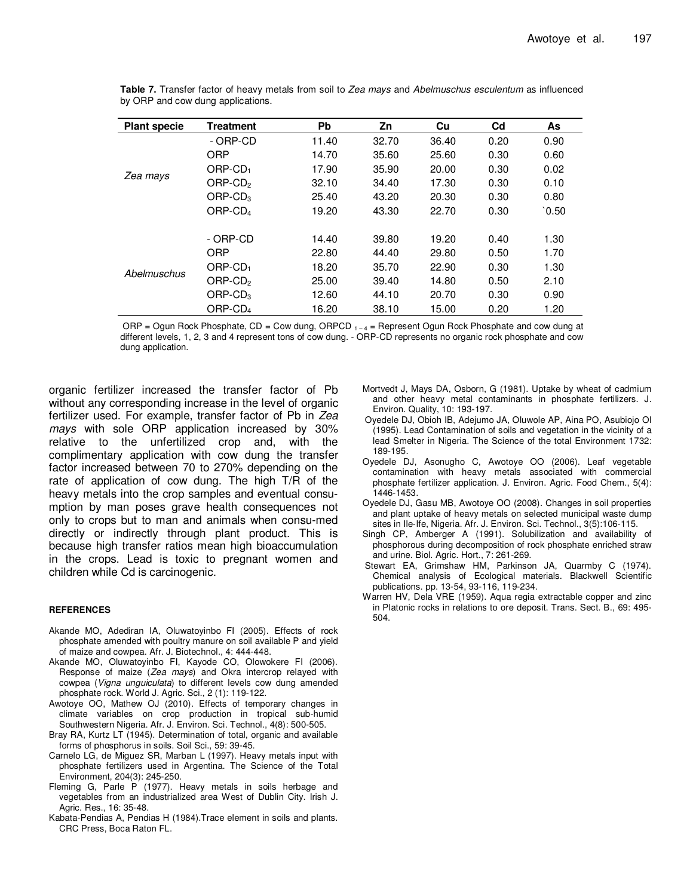**Table 7.** Transfer factor of heavy metals from soil to *Zea mays* and *Abelmuschus esculentum* as influenced by ORP and cow dung applications.

| Plant specie | Treatment | Pb | Zn | Cu | Cd | As |
|---|---|---|---|---|---|---|
| *Zea mays* | - ORP-CD | 11.40 | 32.70 | 36.40 | 0.20 | 0.90 |
| | ORP | 14.70 | 35.60 | 25.60 | 0.30 | 0.60 |
| | ORP-$CD_1$ | 17.90 | 35.90 | 20.00 | 0.30 | 0.02 |
| | ORP-$CD_2$ | 32.10 | 34.40 | 17.30 | 0.30 | 0.10 |
| | ORP-$CD_3$ | 25.40 | 43.20 | 20.30 | 0.30 | 0.80 |
| | ORP-$CD_4$ | 19.20 | 43.30 | 22.70 | 0.30 | `0.50 |
| *Abelmuschus* | - ORP-CD | 14.40 | 39.80 | 19.20 | 0.40 | 1.30 |
| | ORP | 22.80 | 44.40 | 29.80 | 0.50 | 1.70 |
| | ORP-$CD_1$ | 18.20 | 35.70 | 22.90 | 0.30 | 1.30 |
| | ORP-$CD_2$ | 25.00 | 39.40 | 14.80 | 0.50 | 2.10 |
| | ORP-$CD_3$ | 12.60 | 44.10 | 20.70 | 0.30 | 0.90 |
| | ORP-$CD_4$ | 16.20 | 38.10 | 15.00 | 0.20 | 1.20 |

ORP = Ogun Rock Phosphate, CD = Cow dung, $ORPCD_{1-4}$ = Represent Ogun Rock Phosphate and cow dung at different levels, 1, 2, 3 and 4 represent tons of cow dung. - ORP-CD represents no organic rock phosphate and cow dung application.

organic fertilizer increased the transfer factor of Pb without any corresponding increase in the level of organic fertilizer used. For example, transfer factor of Pb in *Zea mays* with sole ORP application increased by 30% relative to the unfertilized crop and, with the complimentary application with cow dung the transfer factor increased between 70 to 270% depending on the rate of application of cow dung. The high T/R of the heavy metals into the crop samples and eventual consumption by man poses grave health consequences not only to crops but to man and animals when consu-med directly or indirectly through plant product. This is because high transfer ratios mean high bioaccumulation in the crops. Lead is toxic to pregnant women and children while Cd is carcinogenic.

#### REFERENCES

Akande MO, Adediran IA, Oluwatoyinbo FI (2005). Effects of rock phosphate amended with poultry manure on soil available P and yield of maize and cowpea. Afr. J. Biotechnol., 4: 444-448.

Akande MO, Oluwatoyinbo FI, Kayode CO, Olowokere FI (2006). Response of maize (*Zea mays*) and Okra intercrop relayed with cowpea (*Vigna unguiculata*) to different levels cow dung amended phosphate rock. World J. Agric. Sci., 2 (1): 119-122.

Awotoye OO, Mathew OJ (2010). Effects of temporary changes in climate variables on crop production in tropical sub-humid Southwestern Nigeria. Afr. J. Environ. Sci. Technol., 4(8): 500-505.

Bray RA, Kurtz LT (1945). Determination of total, organic and available forms of phosphorus in soils. Soil Sci., 59: 39-45.

Carnelo LG, de Miguez SR, Marban L (1997). Heavy metals input with phosphate fertilizers used in Argentina. The Science of the Total Environment, 204(3): 245-250.

Fleming G, Parle P (1977). Heavy metals in soils herbage and vegetables from an industrialized area West of Dublin City. Irish J. Agric. Res., 16: 35-48.

Kabata-Pendias A, Pendias H (1984).Trace element in soils and plants. CRC Press, Boca Raton FL.

Mortvedt J, Mays DA, Osborn, G (1981). Uptake by wheat of cadmium and other heavy metal contaminants in phosphate fertilizers. J. Environ. Quality, 10: 193-197.

Oyedele DJ, Obioh IB, Adejumo JA, Oluwole AP, Aina PO, Asubiojo OI (1995). Lead Contamination of soils and vegetation in the vicinity of a lead Smelter in Nigeria. The Science of the total Environment 1732: 189-195.

Oyedele DJ, Asonugho C, Awotoye OO (2006). Leaf vegetable contamination with heavy metals associated with commercial phosphate fertilizer application. J. Environ. Agric. Food Chem., 5(4): 1446-1453.

Oyedele DJ, Gasu MB, Awotoye OO (2008). Changes in soil properties and plant uptake of heavy metals on selected municipal waste dump sites in Ile-Ife, Nigeria. Afr. J. Environ. Sci. Technol., 3(5):106-115.

Singh CP, Amberger A (1991). Solubilization and availability of phosphorous during decomposition of rock phosphate enriched straw and urine. Biol. Agric. Hort., 7: 261-269.

Stewart EA, Grimshaw HM, Parkinson JA, Quarmby C (1974). Chemical analysis of Ecological materials. Blackwell Scientific publications. pp. 13-54, 93-116, 119-234.

Warren HV, Dela VRE (1959). Aqua regia extractable copper and zinc in Platonic rocks in relations to ore deposit. Trans. Sect. B., 69: 495-504.